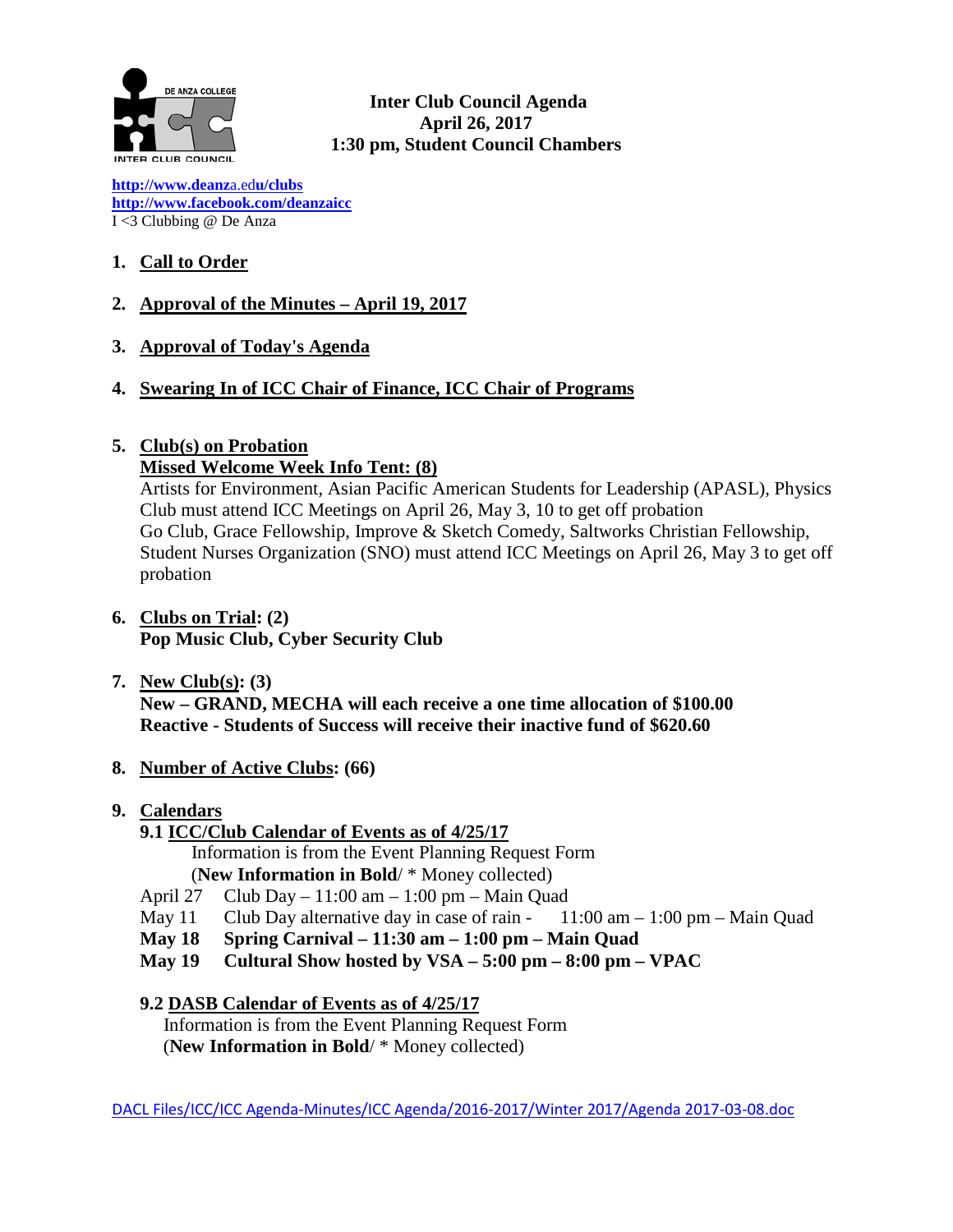**Inter Club Council Agenda**
**April 26, 2017**
**1:30 pm, Student Council Chambers**

http://www.deanza.edu/clubs
http://www.facebook.com/deanzaicc
I <3 Clubbing @ De Anza

1. **Call to Order**

2. **Approval of the Minutes – April 19, 2017**

3. **Approval of Today's Agenda**

4. **Swearing In of ICC Chair of Finance, ICC Chair of Programs**

5. **Club(s) on Probation**
   **Missed Welcome Week Info Tent: (8)**
   Artists for Environment, Asian Pacific American Students for Leadership (APASL), Physics Club must attend ICC Meetings on April 26, May 3, 10 to get off probation
   Go Club, Grace Fellowship, Improve & Sketch Comedy, Saltworks Christian Fellowship, Student Nurses Organization (SNO) must attend ICC Meetings on April 26, May 3 to get off probation

6. **Clubs on Trial: (2)**
   **Pop Music Club, Cyber Security Club**

7. **New Club(s): (3)**
   **New – GRAND, MECHA will each receive a one time allocation of $100.00**
   **Reactive - Students of Success will receive their inactive fund of $620.60**

8. **Number of Active Clubs: (66)**

9. **Calendars**

   **9.1 ICC/Club Calendar of Events as of 4/25/17**
   Information is from the Event Planning Request Form
   (**New Information in Bold**/ * Money collected)

   April 27 Club Day – 11:00 am – 1:00 pm – Main Quad
   May 11 Club Day alternative day in case of rain - 11:00 am – 1:00 pm – Main Quad
   **May 18 Spring Carnival – 11:30 am – 1:00 pm – Main Quad**
   **May 19 Cultural Show hosted by VSA – 5:00 pm – 8:00 pm – VPAC**

   **9.2 DASB Calendar of Events as of 4/25/17**
   Information is from the Event Planning Request Form
   (**New Information in Bold**/ * Money collected)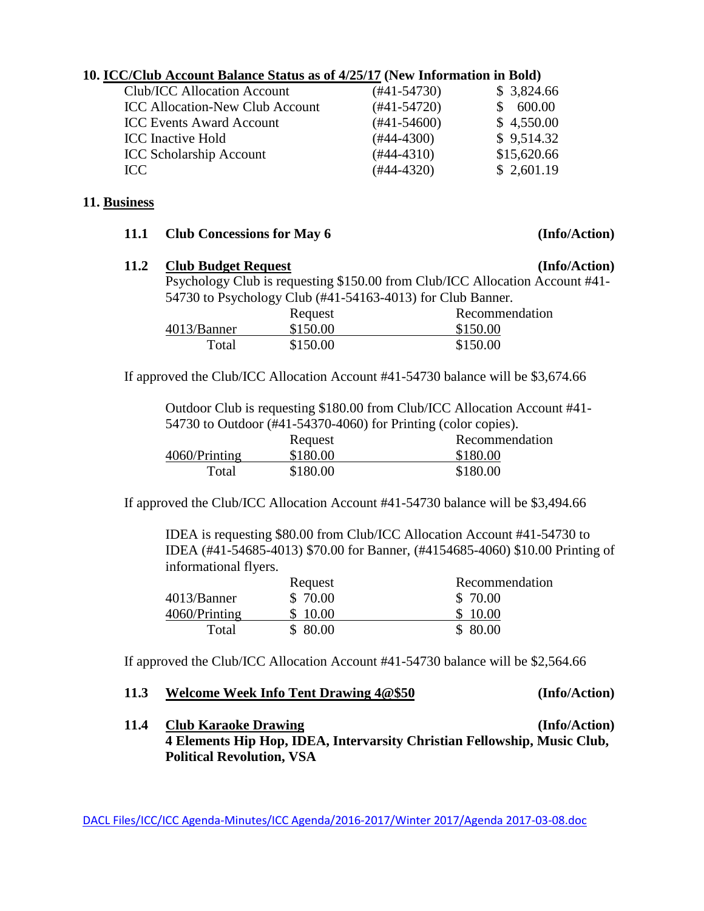## 10. ICC/Club Account Balance Status as of 4/25/17 (New Information in Bold)

| | | |
|---|---|---|
| Club/ICC Allocation Account | (#41-54730) | $ 3,824.66 |
| ICC Allocation-New Club Account | (#41-54720) | $ 600.00 |
| ICC Events Award Account | (#41-54600) | $ 4,550.00 |
| ICC Inactive Hold | (#44-4300) | $ 9,514.32 |
| ICC Scholarship Account | (#44-4310) | $15,620.66 |
| ICC | (#44-4320) | $ 2,601.19 |

## 11. Business

### 11.1 Club Concessions for May 6 (Info/Action)

### 11.2 Club Budget Request (Info/Action)

Psychology Club is requesting $150.00 from Club/ICC Allocation Account #41-54730 to Psychology Club (#41-54163-4013) for Club Banner.

| | Request | Recommendation |
|---|---|---|
| 4013/Banner | $150.00 | $150.00 |
| Total | $150.00 | $150.00 |

If approved the Club/ICC Allocation Account #41-54730 balance will be $3,674.66

Outdoor Club is requesting $180.00 from Club/ICC Allocation Account #41-54730 to Outdoor (#41-54370-4060) for Printing (color copies).

| | Request | Recommendation |
|---|---|---|
| 4060/Printing | $180.00 | $180.00 |
| Total | $180.00 | $180.00 |

If approved the Club/ICC Allocation Account #41-54730 balance will be $3,494.66

IDEA is requesting $80.00 from Club/ICC Allocation Account #41-54730 to IDEA (#41-54685-4013) $70.00 for Banner, (#4154685-4060) $10.00 Printing of informational flyers.

| | Request | Recommendation |
|---|---|---|
| 4013/Banner | $ 70.00 | $ 70.00 |
| 4060/Printing | $ 10.00 | $ 10.00 |
| Total | $ 80.00 | $ 80.00 |

If approved the Club/ICC Allocation Account #41-54730 balance will be $2,564.66

### 11.3 Welcome Week Info Tent Drawing 4@$50 (Info/Action)

### 11.4 Club Karaoke Drawing (Info/Action)

**4 Elements Hip Hop, IDEA, Intervarsity Christian Fellowship, Music Club, Political Revolution, VSA**

DACL Files/ICC/ICC Agenda-Minutes/ICC Agenda/2016-2017/Winter 2017/Agenda 2017-03-08.doc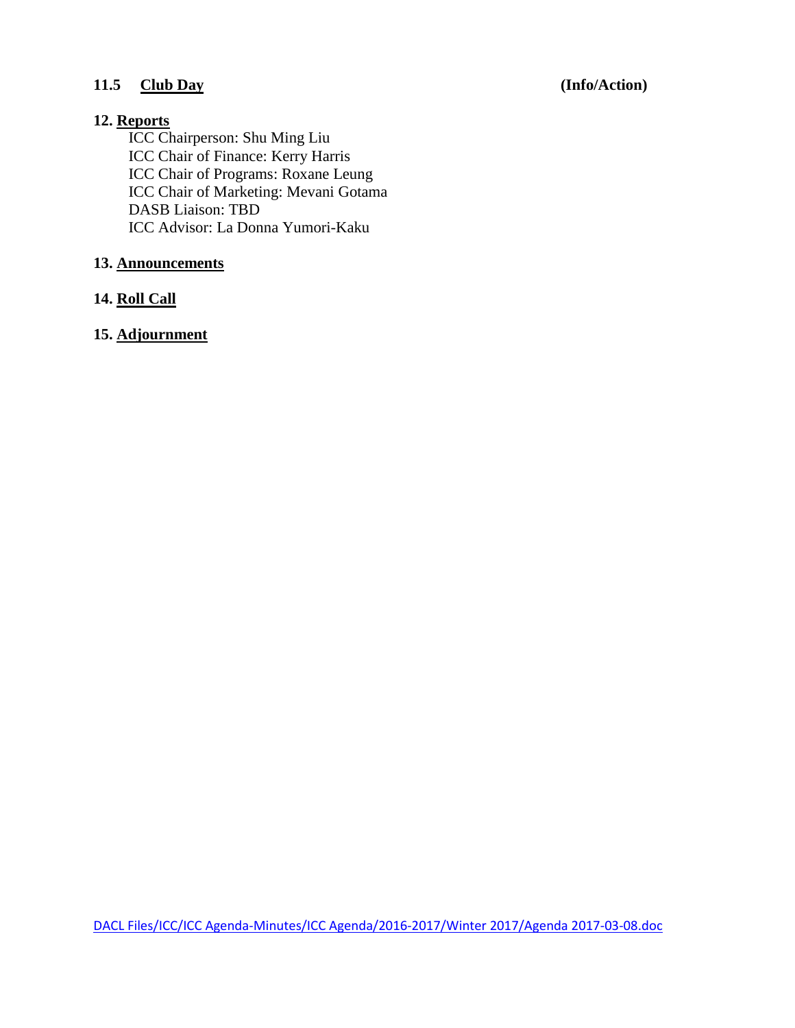**11.5 Club Day** **(Info/Action)**

**12. Reports**

ICC Chairperson: Shu Ming Liu
ICC Chair of Finance: Kerry Harris
ICC Chair of Programs: Roxane Leung
ICC Chair of Marketing: Mevani Gotama
DASB Liaison: TBD
ICC Advisor: La Donna Yumori-Kaku

**13. Announcements**

**14. Roll Call**

**15. Adjournment**